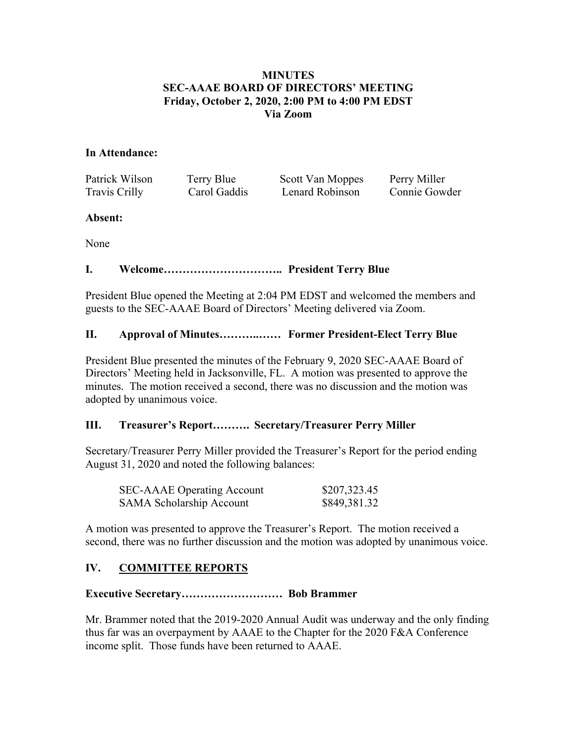**MINUTES**
**SEC-AAAE BOARD OF DIRECTORS' MEETING**
**Friday, October 2, 2020, 2:00 PM to 4:00 PM EDST**
**Via Zoom**

**In Attendance:**

| | | | |
|---|---|---|---|
| Patrick Wilson | Terry Blue | Scott Van Moppes | Perry Miller |
| Travis Crilly | Carol Gaddis | Lenard Robinson | Connie Gowder |

**Absent:**

None

## I. Welcome………………………….. President Terry Blue

President Blue opened the Meeting at 2:04 PM EDST and welcomed the members and guests to the SEC-AAAE Board of Directors' Meeting delivered via Zoom.

## II. Approval of Minutes………..…… Former President-Elect Terry Blue

President Blue presented the minutes of the February 9, 2020 SEC-AAAE Board of Directors' Meeting held in Jacksonville, FL. A motion was presented to approve the minutes. The motion received a second, there was no discussion and the motion was adopted by unanimous voice.

## III. Treasurer's Report………. Secretary/Treasurer Perry Miller

Secretary/Treasurer Perry Miller provided the Treasurer's Report for the period ending August 31, 2020 and noted the following balances:

| | |
|---|---|
| SEC-AAAE Operating Account | \$207,323.45 |
| SAMA Scholarship Account | \$849,381.32 |

A motion was presented to approve the Treasurer's Report. The motion received a second, there was no further discussion and the motion was adopted by unanimous voice.

## IV. <u>COMMITTEE REPORTS</u>

**Executive Secretary……………………… Bob Brammer**

Mr. Brammer noted that the 2019-2020 Annual Audit was underway and the only finding thus far was an overpayment by AAAE to the Chapter for the 2020 F&A Conference income split. Those funds have been returned to AAAE.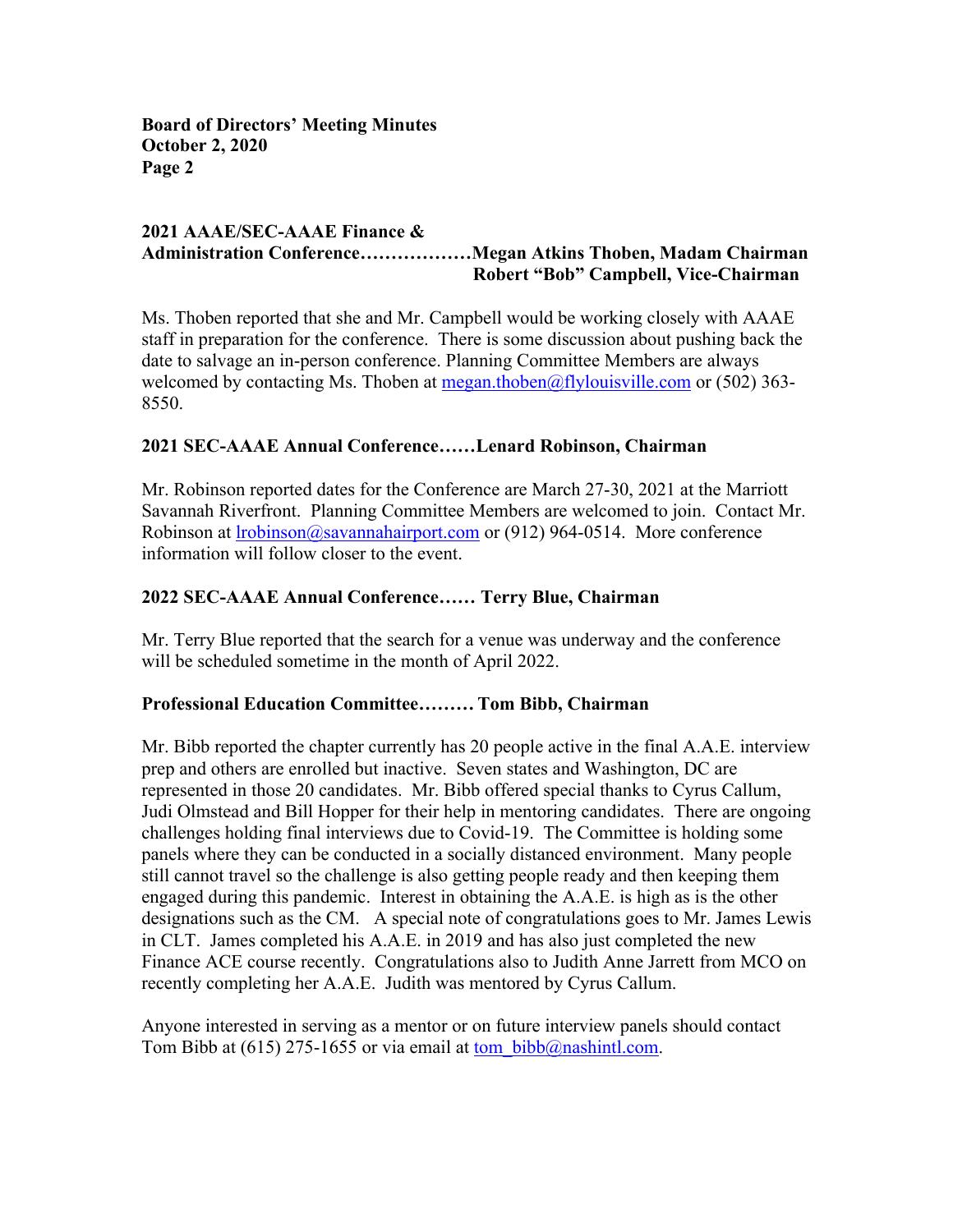**2021 AAAE/SEC-AAAE Finance & Administration Conference………………Megan Atkins Thoben, Madam Chairman**
**Robert "Bob" Campbell, Vice-Chairman**

Ms. Thoben reported that she and Mr. Campbell would be working closely with AAAE staff in preparation for the conference. There is some discussion about pushing back the date to salvage an in-person conference. Planning Committee Members are always welcomed by contacting Ms. Thoben at megan.thoben@flylouisville.com or (502) 363-8550.

**2021 SEC-AAAE Annual Conference……Lenard Robinson, Chairman**

Mr. Robinson reported dates for the Conference are March 27-30, 2021 at the Marriott Savannah Riverfront. Planning Committee Members are welcomed to join. Contact Mr. Robinson at lrobinson@savannahairport.com or (912) 964-0514. More conference information will follow closer to the event.

**2022 SEC-AAAE Annual Conference…… Terry Blue, Chairman**

Mr. Terry Blue reported that the search for a venue was underway and the conference will be scheduled sometime in the month of April 2022.

**Professional Education Committee……… Tom Bibb, Chairman**

Mr. Bibb reported the chapter currently has 20 people active in the final A.A.E. interview prep and others are enrolled but inactive. Seven states and Washington, DC are represented in those 20 candidates. Mr. Bibb offered special thanks to Cyrus Callum, Judi Olmstead and Bill Hopper for their help in mentoring candidates. There are ongoing challenges holding final interviews due to Covid-19. The Committee is holding some panels where they can be conducted in a socially distanced environment. Many people still cannot travel so the challenge is also getting people ready and then keeping them engaged during this pandemic. Interest in obtaining the A.A.E. is high as is the other designations such as the CM. A special note of congratulations goes to Mr. James Lewis in CLT. James completed his A.A.E. in 2019 and has also just completed the new Finance ACE course recently. Congratulations also to Judith Anne Jarrett from MCO on recently completing her A.A.E. Judith was mentored by Cyrus Callum.

Anyone interested in serving as a mentor or on future interview panels should contact Tom Bibb at (615) 275-1655 or via email at tom_bibb@nashintl.com.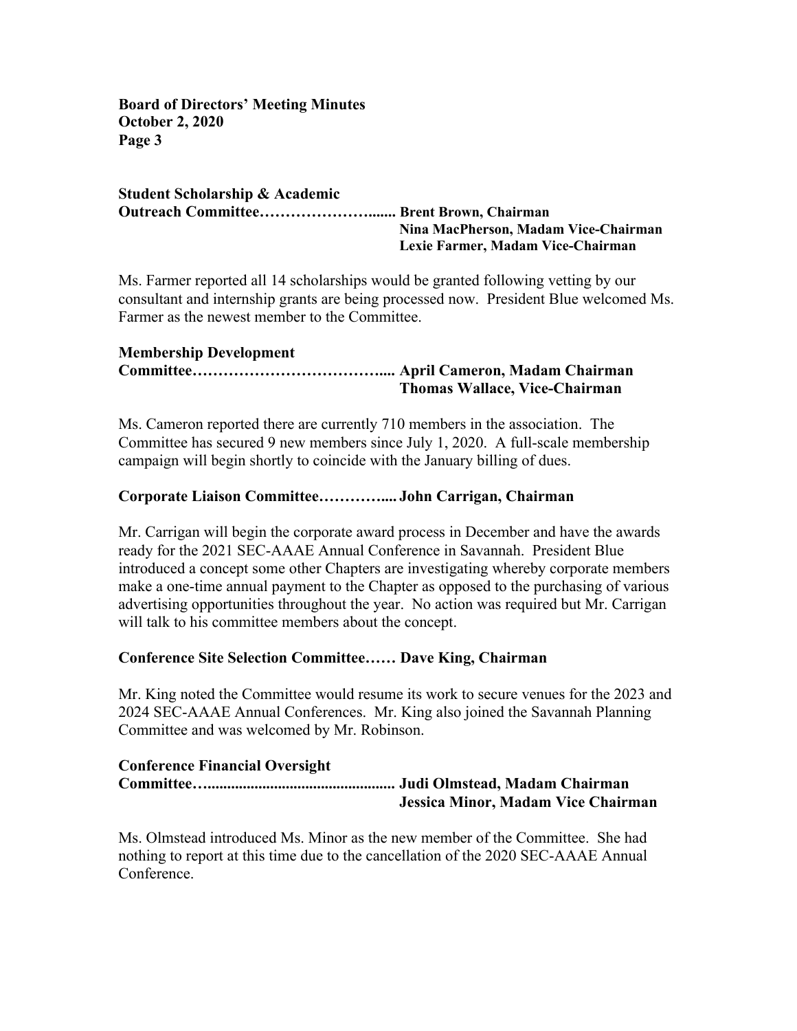**Student Scholarship & Academic Outreach Committee…………………...... Brent Brown, Chairman**
**Nina MacPherson, Madam Vice-Chairman**
**Lexie Farmer, Madam Vice-Chairman**

Ms. Farmer reported all 14 scholarships would be granted following vetting by our consultant and internship grants are being processed now. President Blue welcomed Ms. Farmer as the newest member to the Committee.

**Membership Development Committee……………………………….... April Cameron, Madam Chairman**
**Thomas Wallace, Vice-Chairman**

Ms. Cameron reported there are currently 710 members in the association. The Committee has secured 9 new members since July 1, 2020. A full-scale membership campaign will begin shortly to coincide with the January billing of dues.

**Corporate Liaison Committee………….... John Carrigan, Chairman**

Mr. Carrigan will begin the corporate award process in December and have the awards ready for the 2021 SEC-AAAE Annual Conference in Savannah. President Blue introduced a concept some other Chapters are investigating whereby corporate members make a one-time annual payment to the Chapter as opposed to the purchasing of various advertising opportunities throughout the year. No action was required but Mr. Carrigan will talk to his committee members about the concept.

**Conference Site Selection Committee…… Dave King, Chairman**

Mr. King noted the Committee would resume its work to secure venues for the 2023 and 2024 SEC-AAAE Annual Conferences. Mr. King also joined the Savannah Planning Committee and was welcomed by Mr. Robinson.

**Conference Financial Oversight Committee…............................................... Judi Olmstead, Madam Chairman**
**Jessica Minor, Madam Vice Chairman**

Ms. Olmstead introduced Ms. Minor as the new member of the Committee. She had nothing to report at this time due to the cancellation of the 2020 SEC-AAAE Annual Conference.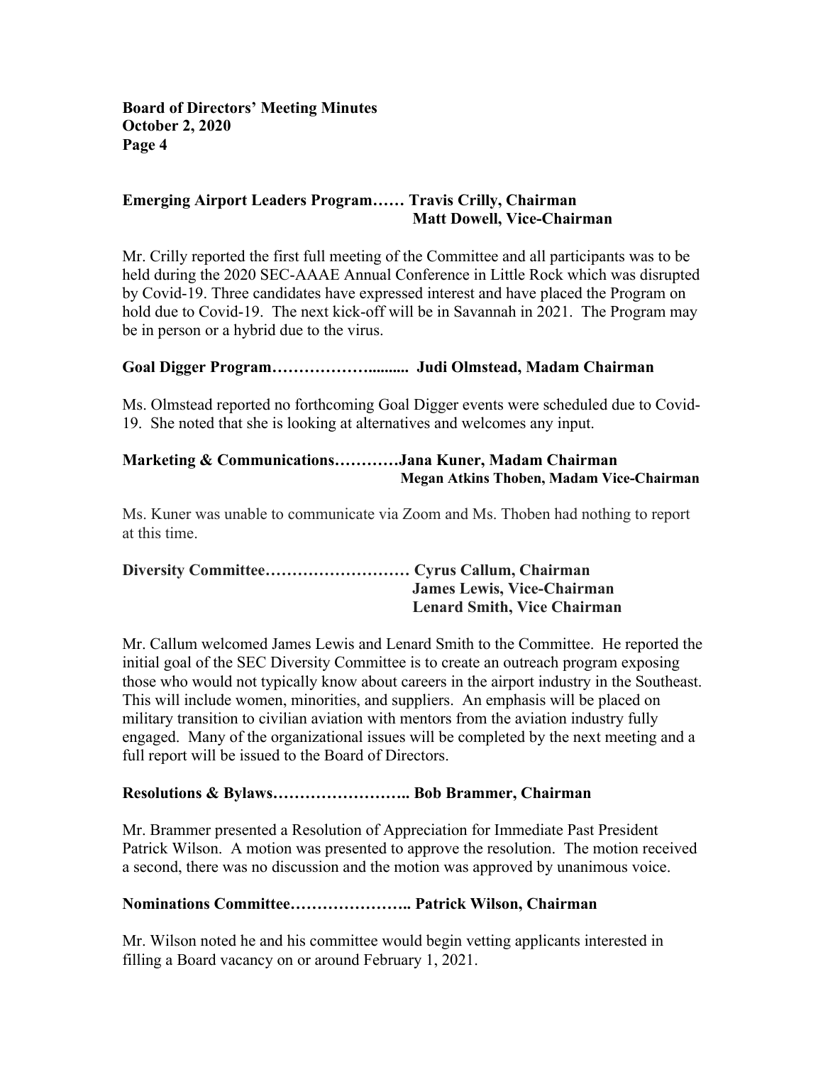**Emerging Airport Leaders Program…… Travis Crilly, Chairman**
**Matt Dowell, Vice-Chairman**

Mr. Crilly reported the first full meeting of the Committee and all participants was to be held during the 2020 SEC-AAAE Annual Conference in Little Rock which was disrupted by Covid-19. Three candidates have expressed interest and have placed the Program on hold due to Covid-19. The next kick-off will be in Savannah in 2021. The Program may be in person or a hybrid due to the virus.

**Goal Digger Program……………….......... Judi Olmstead, Madam Chairman**

Ms. Olmstead reported no forthcoming Goal Digger events were scheduled due to Covid-19. She noted that she is looking at alternatives and welcomes any input.

**Marketing & Communications…………Jana Kuner, Madam Chairman**
**Megan Atkins Thoben, Madam Vice-Chairman**

Ms. Kuner was unable to communicate via Zoom and Ms. Thoben had nothing to report at this time.

**Diversity Committee……………………… Cyrus Callum, Chairman**
**James Lewis, Vice-Chairman**
**Lenard Smith, Vice Chairman**

Mr. Callum welcomed James Lewis and Lenard Smith to the Committee. He reported the initial goal of the SEC Diversity Committee is to create an outreach program exposing those who would not typically know about careers in the airport industry in the Southeast. This will include women, minorities, and suppliers. An emphasis will be placed on military transition to civilian aviation with mentors from the aviation industry fully engaged. Many of the organizational issues will be completed by the next meeting and a full report will be issued to the Board of Directors.

**Resolutions & Bylaws…………………….. Bob Brammer, Chairman**

Mr. Brammer presented a Resolution of Appreciation for Immediate Past President Patrick Wilson. A motion was presented to approve the resolution. The motion received a second, there was no discussion and the motion was approved by unanimous voice.

**Nominations Committee………………….. Patrick Wilson, Chairman**

Mr. Wilson noted he and his committee would begin vetting applicants interested in filling a Board vacancy on or around February 1, 2021.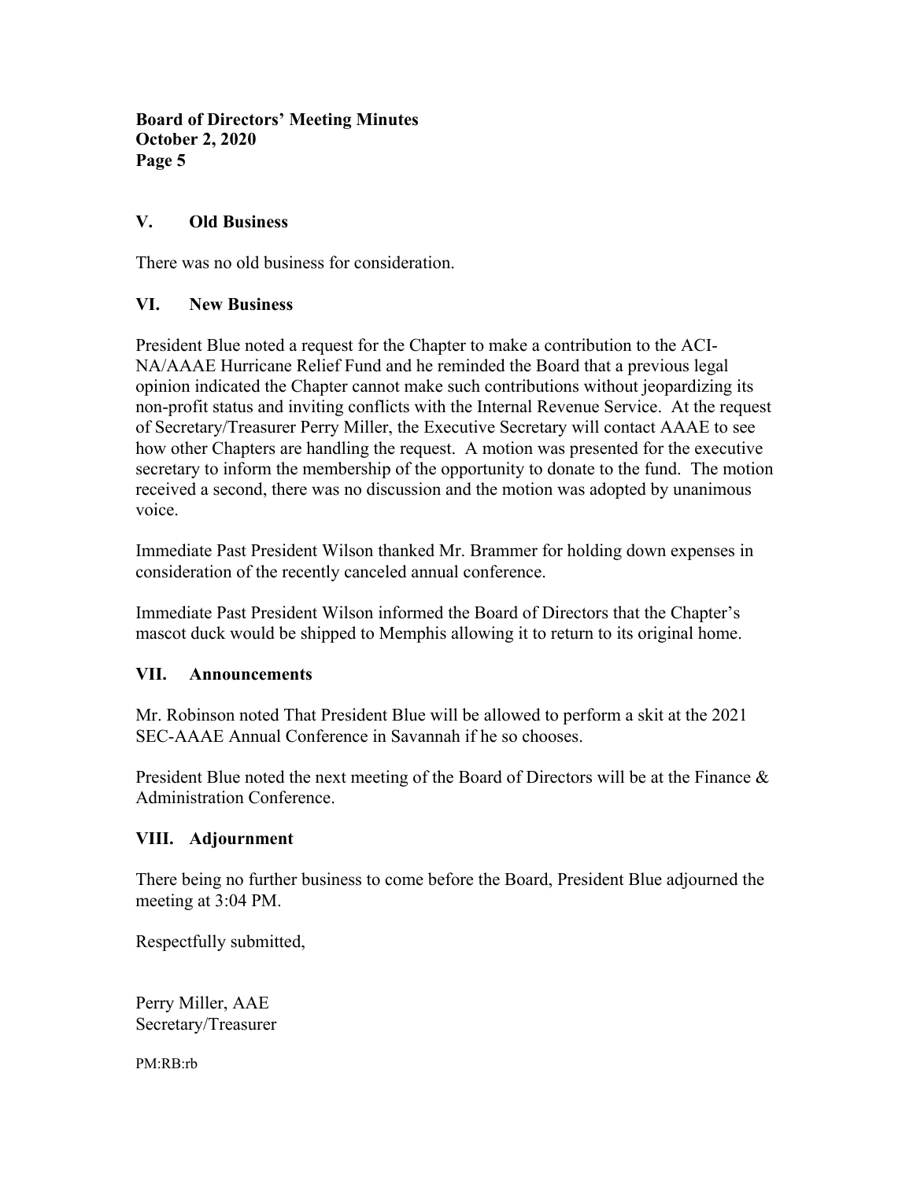## V. Old Business

There was no old business for consideration.

## VI. New Business

President Blue noted a request for the Chapter to make a contribution to the ACI-NA/AAAE Hurricane Relief Fund and he reminded the Board that a previous legal opinion indicated the Chapter cannot make such contributions without jeopardizing its non-profit status and inviting conflicts with the Internal Revenue Service. At the request of Secretary/Treasurer Perry Miller, the Executive Secretary will contact AAAE to see how other Chapters are handling the request. A motion was presented for the executive secretary to inform the membership of the opportunity to donate to the fund. The motion received a second, there was no discussion and the motion was adopted by unanimous voice.

Immediate Past President Wilson thanked Mr. Brammer for holding down expenses in consideration of the recently canceled annual conference.

Immediate Past President Wilson informed the Board of Directors that the Chapter's mascot duck would be shipped to Memphis allowing it to return to its original home.

## VII. Announcements

Mr. Robinson noted That President Blue will be allowed to perform a skit at the 2021 SEC-AAAE Annual Conference in Savannah if he so chooses.

President Blue noted the next meeting of the Board of Directors will be at the Finance & Administration Conference.

## VIII. Adjournment

There being no further business to come before the Board, President Blue adjourned the meeting at 3:04 PM.

Respectfully submitted,

Perry Miller, AAE
Secretary/Treasurer

PM:RB:rb